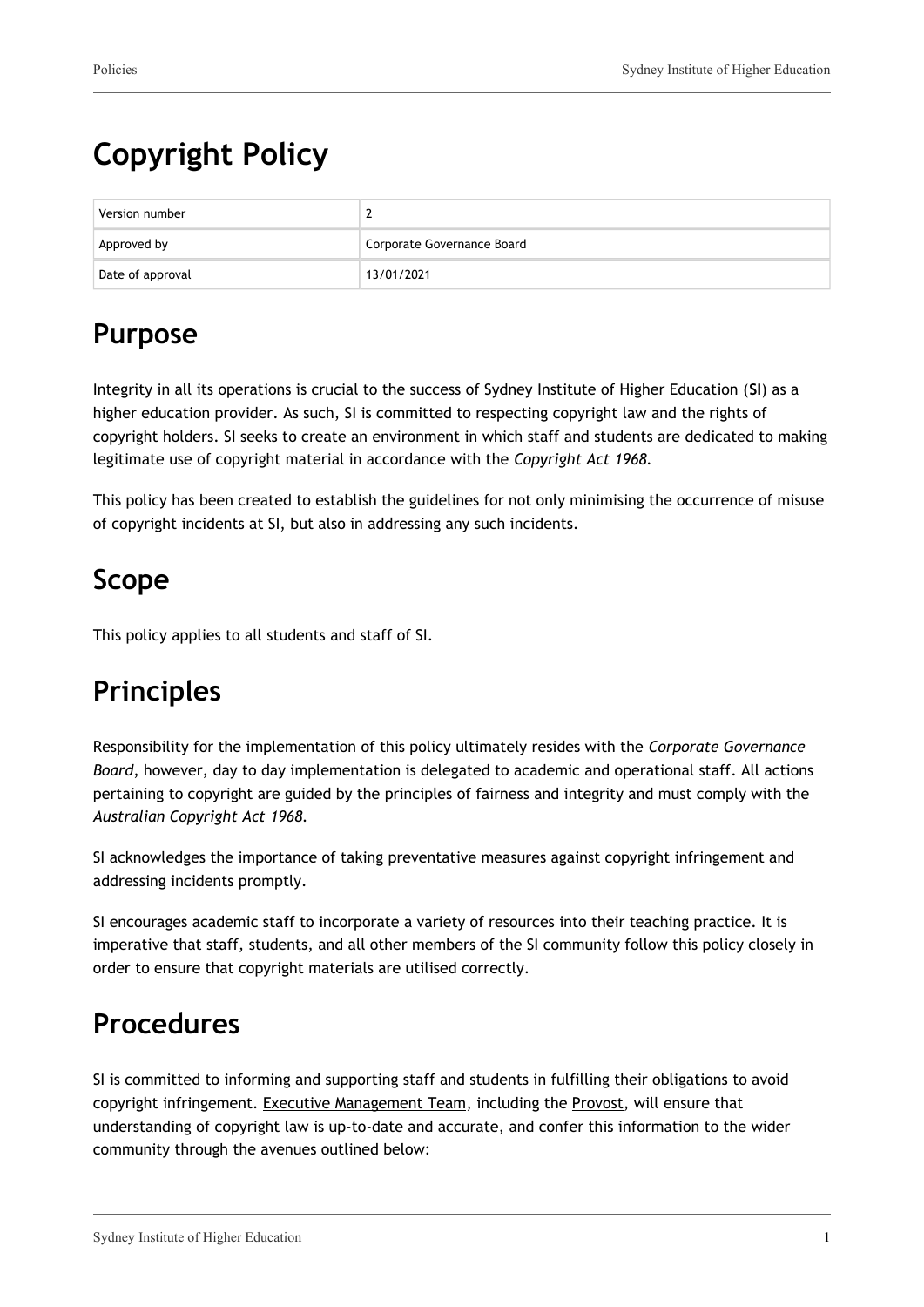# Copyright Policy

| Version number | 2 |
|---|---|
| Approved by | Corporate Governance Board |
| Date of approval | 13/01/2021 |

## Purpose

Integrity in all its operations is crucial to the success of Sydney Institute of Higher Education (**SI**) as a higher education provider. As such, SI is committed to respecting copyright law and the rights of copyright holders. SI seeks to create an environment in which staff and students are dedicated to making legitimate use of copyright material in accordance with the *Copyright Act 1968*.

This policy has been created to establish the guidelines for not only minimising the occurrence of misuse of copyright incidents at SI, but also in addressing any such incidents.

## Scope

This policy applies to all students and staff of SI.

## Principles

Responsibility for the implementation of this policy ultimately resides with the *Corporate Governance Board*, however, day to day implementation is delegated to academic and operational staff. All actions pertaining to copyright are guided by the principles of fairness and integrity and must comply with the *Australian Copyright Act 1968*.

SI acknowledges the importance of taking preventative measures against copyright infringement and addressing incidents promptly.

SI encourages academic staff to incorporate a variety of resources into their teaching practice. It is imperative that staff, students, and all other members of the SI community follow this policy closely in order to ensure that copyright materials are utilised correctly.

## Procedures

SI is committed to informing and supporting staff and students in fulfilling their obligations to avoid copyright infringement. Executive Management Team, including the Provost, will ensure that understanding of copyright law is up-to-date and accurate, and confer this information to the wider community through the avenues outlined below: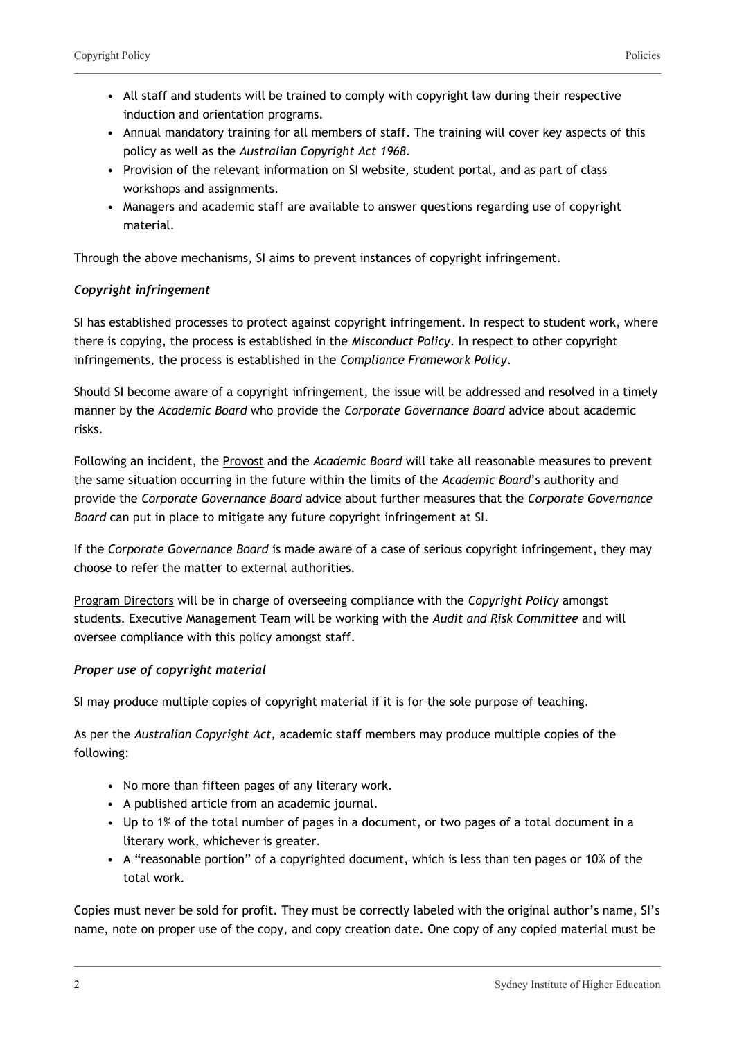- All staff and students will be trained to comply with copyright law during their respective induction and orientation programs.
- Annual mandatory training for all members of staff. The training will cover key aspects of this policy as well as the *Australian Copyright Act 1968*.
- Provision of the relevant information on SI website, student portal, and as part of class workshops and assignments.
- Managers and academic staff are available to answer questions regarding use of copyright material.

Through the above mechanisms, SI aims to prevent instances of copyright infringement.

***Copyright infringement***

SI has established processes to protect against copyright infringement. In respect to student work, where there is copying, the process is established in the *Misconduct Policy*. In respect to other copyright infringements, the process is established in the *Compliance Framework Policy*.

Should SI become aware of a copyright infringement, the issue will be addressed and resolved in a timely manner by the *Academic Board* who provide the *Corporate Governance Board* advice about academic risks.

Following an incident, the Provost and the *Academic Board* will take all reasonable measures to prevent the same situation occurring in the future within the limits of the *Academic Board*'s authority and provide the *Corporate Governance Board* advice about further measures that the *Corporate Governance Board* can put in place to mitigate any future copyright infringement at SI.

If the *Corporate Governance Board* is made aware of a case of serious copyright infringement, they may choose to refer the matter to external authorities.

Program Directors will be in charge of overseeing compliance with the *Copyright Policy* amongst students. Executive Management Team will be working with the *Audit and Risk Committee* and will oversee compliance with this policy amongst staff.

***Proper use of copyright material***

SI may produce multiple copies of copyright material if it is for the sole purpose of teaching.

As per the *Australian Copyright Act,* academic staff members may produce multiple copies of the following:

- No more than fifteen pages of any literary work.
- A published article from an academic journal.
- Up to 1% of the total number of pages in a document, or two pages of a total document in a literary work, whichever is greater.
- A "reasonable portion" of a copyrighted document, which is less than ten pages or 10% of the total work.

Copies must never be sold for profit. They must be correctly labeled with the original author's name, SI's name, note on proper use of the copy, and copy creation date. One copy of any copied material must be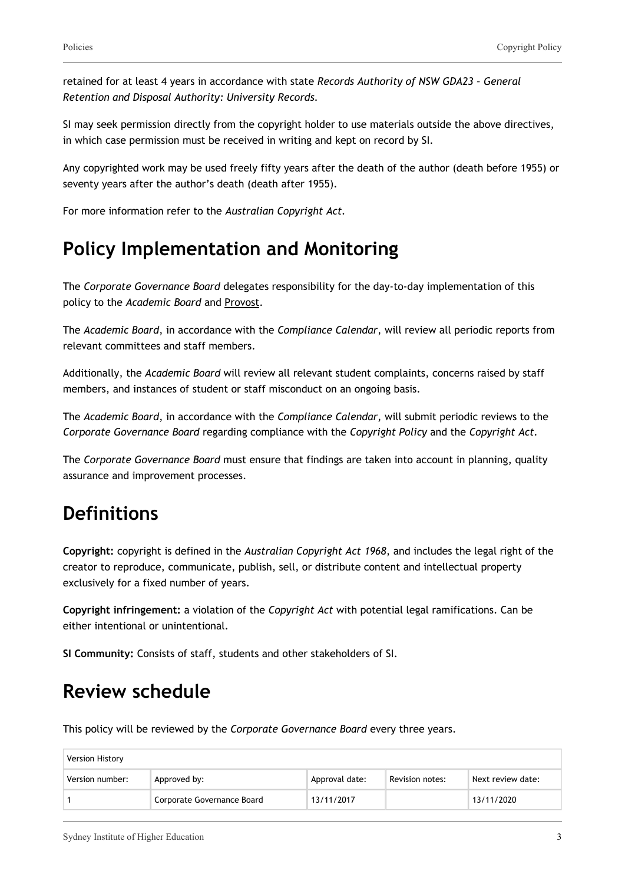retained for at least 4 years in accordance with state *Records Authority of NSW GDA23 – General Retention and Disposal Authority: University Records.*

SI may seek permission directly from the copyright holder to use materials outside the above directives, in which case permission must be received in writing and kept on record by SI.

Any copyrighted work may be used freely fifty years after the death of the author (death before 1955) or seventy years after the author's death (death after 1955).

For more information refer to the *Australian Copyright Act.*

# Policy Implementation and Monitoring

The *Corporate Governance Board* delegates responsibility for the day-to-day implementation of this policy to the *Academic Board* and Provost.

The *Academic Board*, in accordance with the *Compliance Calendar*, will review all periodic reports from relevant committees and staff members.

Additionally, the *Academic Board* will review all relevant student complaints, concerns raised by staff members, and instances of student or staff misconduct on an ongoing basis.

The *Academic Board*, in accordance with the *Compliance Calendar*, will submit periodic reviews to the *Corporate Governance Board* regarding compliance with the *Copyright Policy* and the *Copyright Act*.

The *Corporate Governance Board* must ensure that findings are taken into account in planning, quality assurance and improvement processes.

# Definitions

**Copyright:** copyright is defined in the *Australian Copyright Act 1968*, and includes the legal right of the creator to reproduce, communicate, publish, sell, or distribute content and intellectual property exclusively for a fixed number of years.

**Copyright infringement:** a violation of the *Copyright Act* with potential legal ramifications. Can be either intentional or unintentional.

**SI Community:** Consists of staff, students and other stakeholders of SI.

# Review schedule

This policy will be reviewed by the *Corporate Governance Board* every three years.

| Version History | | | | |
|---|---|---|---|---|
| Version number: | Approved by: | Approval date: | Revision notes: | Next review date: |
| 1 | Corporate Governance Board | 13/11/2017 | | 13/11/2020 |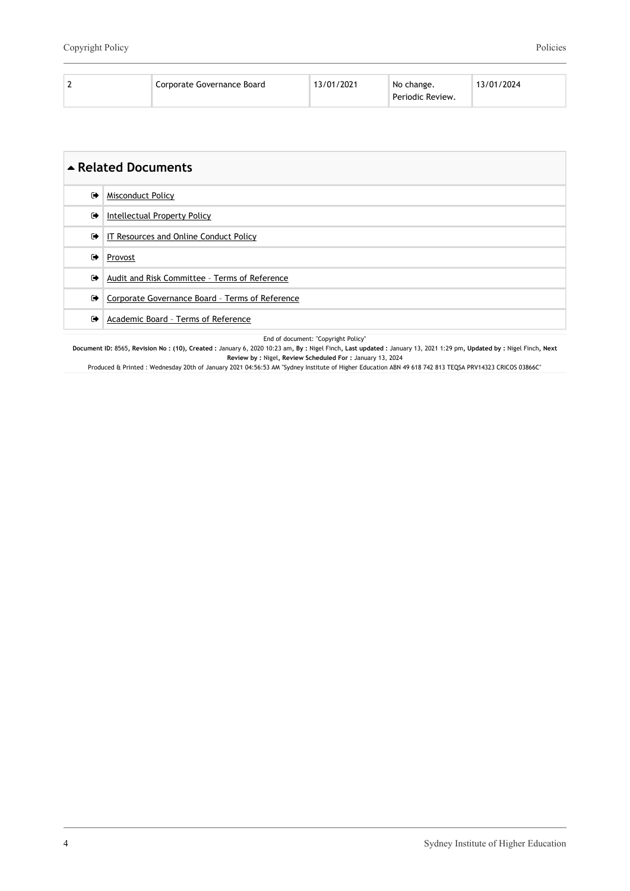| | | | | |
|---|---|---|---|---|
| 2 | Corporate Governance Board | 13/01/2021 | No change. Periodic Review. | 13/01/2024 |

## ▲ Related Documents

| | |
|---|---|
| ➭ | Misconduct Policy |
| ➭ | Intellectual Property Policy |
| ➭ | IT Resources and Online Conduct Policy |
| ➭ | Provost |
| ➭ | Audit and Risk Committee – Terms of Reference |
| ➭ | Corporate Governance Board – Terms of Reference |
| ➭ | Academic Board – Terms of Reference |

End of document: "Copyright Policy"

**Document ID:** 8565, **Revision No : (10), Created :** January 6, 2020 10:23 am, **By :** Nigel Finch, **Last updated :** January 13, 2021 1:29 pm, **Updated by :** Nigel Finch, **Next Review by :** Nigel, **Review Scheduled For :** January 13, 2024

Produced & Printed : Wednesday 20th of January 2021 04:56:53 AM "Sydney Institute of Higher Education ABN 49 618 742 813 TEQSA PRV14323 CRICOS 03866C"